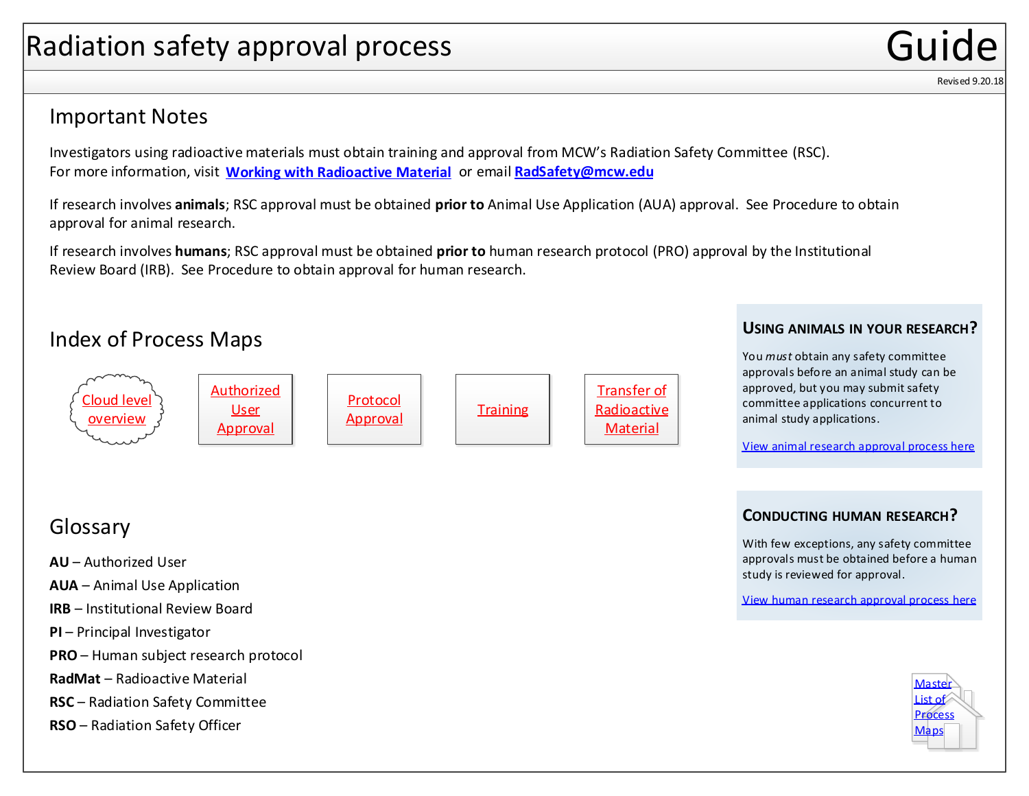# Radiation safety approval process

Guide

Revised 9.20.18

## Important Notes

Investigators using radioactive materials must obtain training and approval from MCW's Radiation Safety Committee (RSC). For more information, visit **Working with Radioactive Material** or email **RadSafety@mcw.edu**

If research involves **animals**; RSC approval must be obtained **prior to** Animal Use Application (AUA) approval. See Procedure to obtain approval for animal research.

If research involves **humans**; RSC approval must be obtained **prior to** human research protocol (PRO) approval by the Institutional Review Board (IRB). See Procedure to obtain approval for human research.

## Index of Process Maps

- Cloud level overview
- Authorized User Approval
- Protocol Approval
- Training
- Transfer of Radioactive Material

## Glossary

**AU** – Authorized User

**AUA** – Animal Use Application

**IRB** – Institutional Review Board

**PI** – Principal Investigator

**PRO** – Human subject research protocol

**RadMat** – Radioactive Material

**RSC** – Radiation Safety Committee

**RSO** – Radiation Safety Officer

### Using animals in your research?

You *must* obtain any safety committee approvals before an animal study can be approved, but you may submit safety committee applications concurrent to animal study applications.

View animal research approval process here

### Conducting human research?

With few exceptions, any safety committee approvals must be obtained before a human study is reviewed for approval.

View human research approval process here

Master List of Process Maps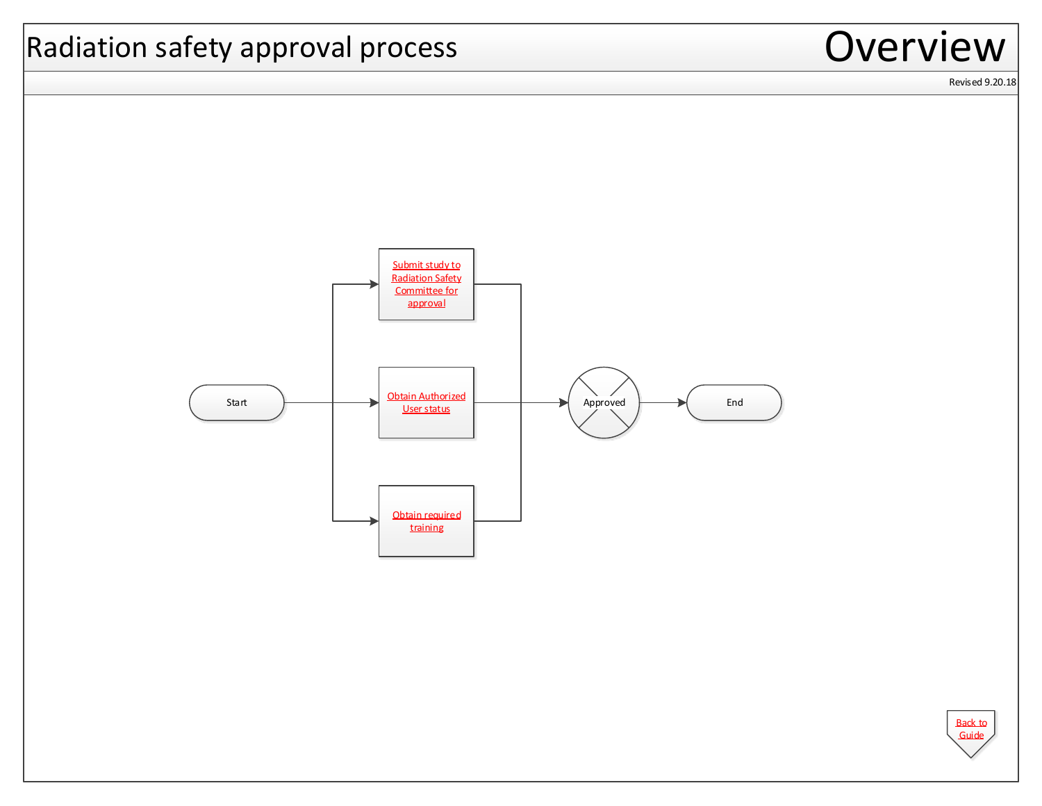# Radiation safety approval process

## Overview

Revised 9.20.18

Start

Submit study to Radiation Safety Committee for approval

Obtain Authorized User status

Obtain required training

Approved

End

Back to Guide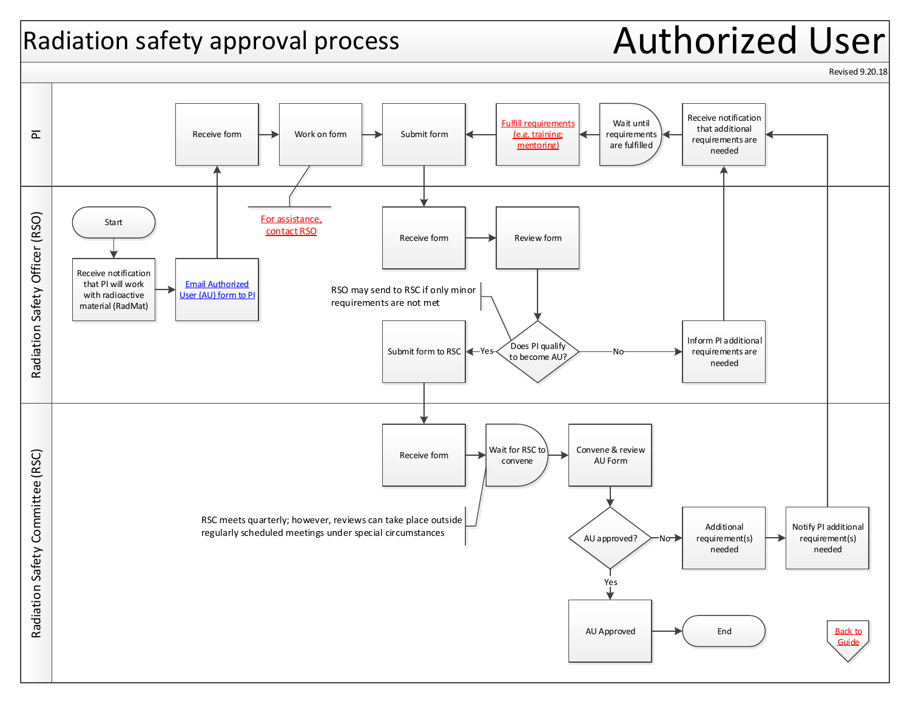# Radiation safety approval process

# Authorized User

Revised 9.20.18

## PI

- Receive form
- Work on form
- Submit form
- Fulfill requirements (e.g. training; mentoring)
- Wait until requirements are fulfilled
- Receive notification that additional requirements are needed

## Radiation Safety Officer (RSO)

- Start
- Receive notification that PI will work with radioactive material (RadMat)
- Email Authorized User (AU) form to PI
- For assistance, contact RSO
- Receive form
- Review form
- Does PI qualify to become AU?
  - Yes → Submit form to RSC
  - No → Inform PI additional requirements are needed

RSO may send to RSC if only minor requirements are not met

## Radiation Safety Committee (RSC)

- Receive form
- Wait for RSC to convene
- Convene & review AU Form
- AU approved?
  - No → Additional requirement(s) needed → Notify PI additional requirement(s) needed
  - Yes → AU Approved → End

RSC meets quarterly; however, reviews can take place outside regularly scheduled meetings under special circumstances

Back to Guide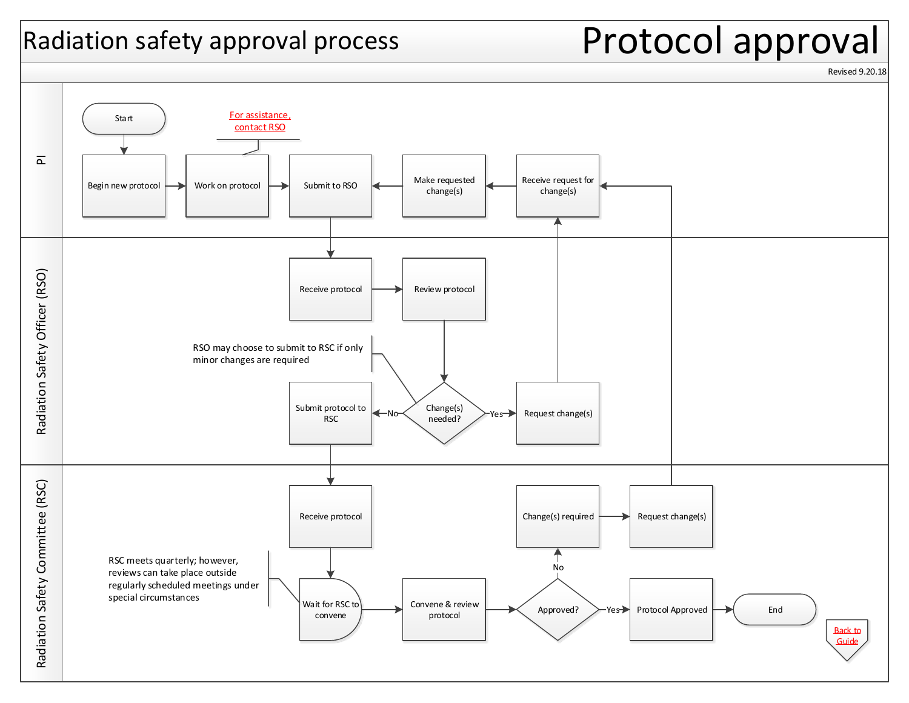# Radiation safety approval process

# Protocol approval

Revised 9.20.18

## PI

- Start
- Begin new protocol
- Work on protocol
  - For assistance, contact RSO
- Submit to RSO
- Make requested change(s)
- Receive request for change(s)

## Radiation Safety Officer (RSO)

- Receive protocol
- Review protocol
- Change(s) needed?
  - No → Submit protocol to RSC
  - Yes → Request change(s)
- RSO may choose to submit to RSC if only minor changes are required

## Radiation Safety Committee (RSC)

- Receive protocol
- Wait for RSC to convene
  - RSC meets quarterly; however, reviews can take place outside regularly scheduled meetings under special circumstances
- Convene & review protocol
- Approved?
  - No → Change(s) required → Request change(s)
  - Yes → Protocol Approved → End

Back to Guide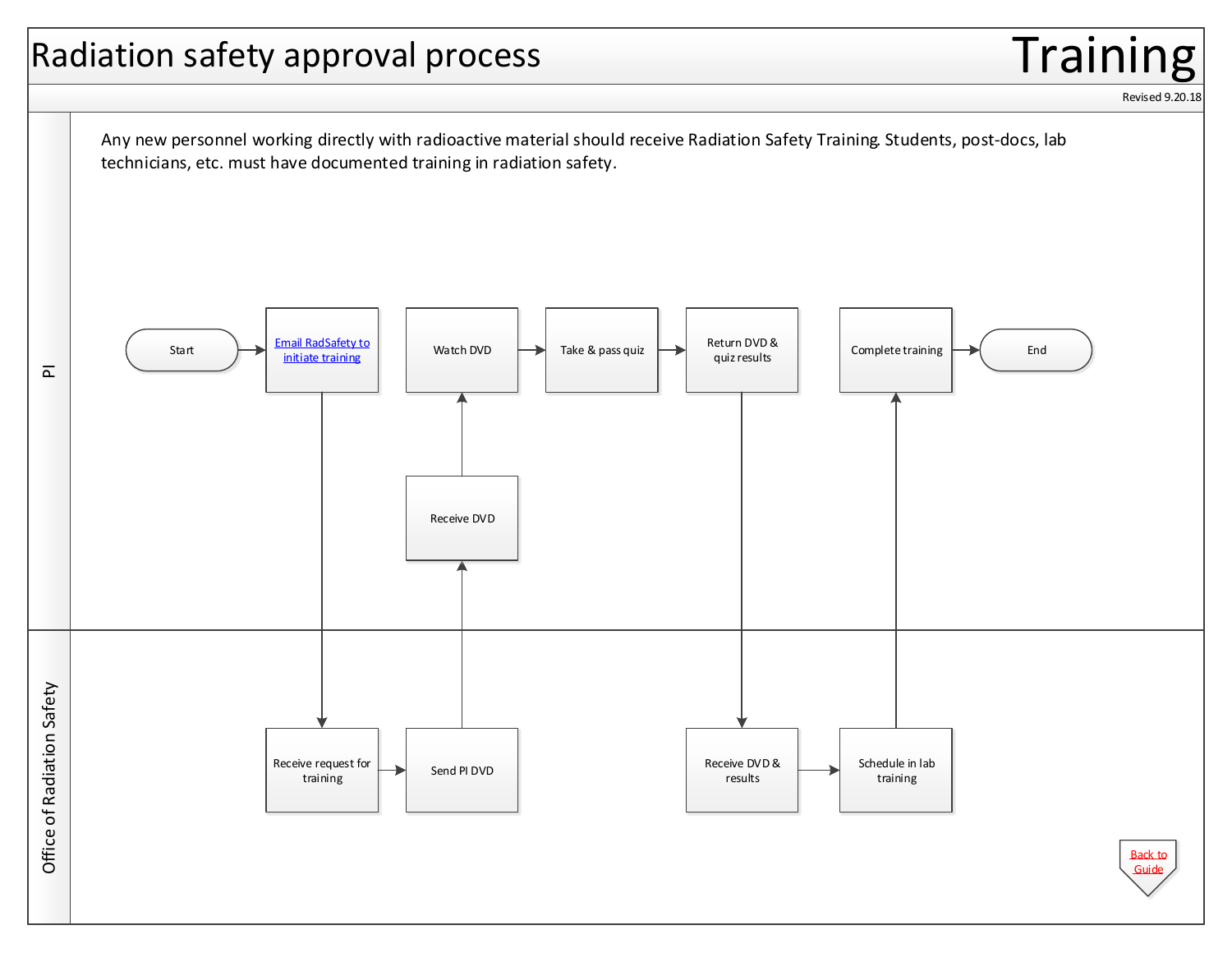# Radiation safety approval process

## Training

Revised 9.20.18

Any new personnel working directly with radioactive material should receive Radiation Safety Training. Students, post-docs, lab technicians, etc. must have documented training in radiation safety.

**PI**

- Start
- Email RadSafety to initiate training
- Receive DVD
- Watch DVD
- Take & pass quiz
- Return DVD & quiz results
- Complete training
- End

**Office of Radiation Safety**

- Receive request for training
- Send PI DVD
- Receive DVD & results
- Schedule in lab training

Back to Guide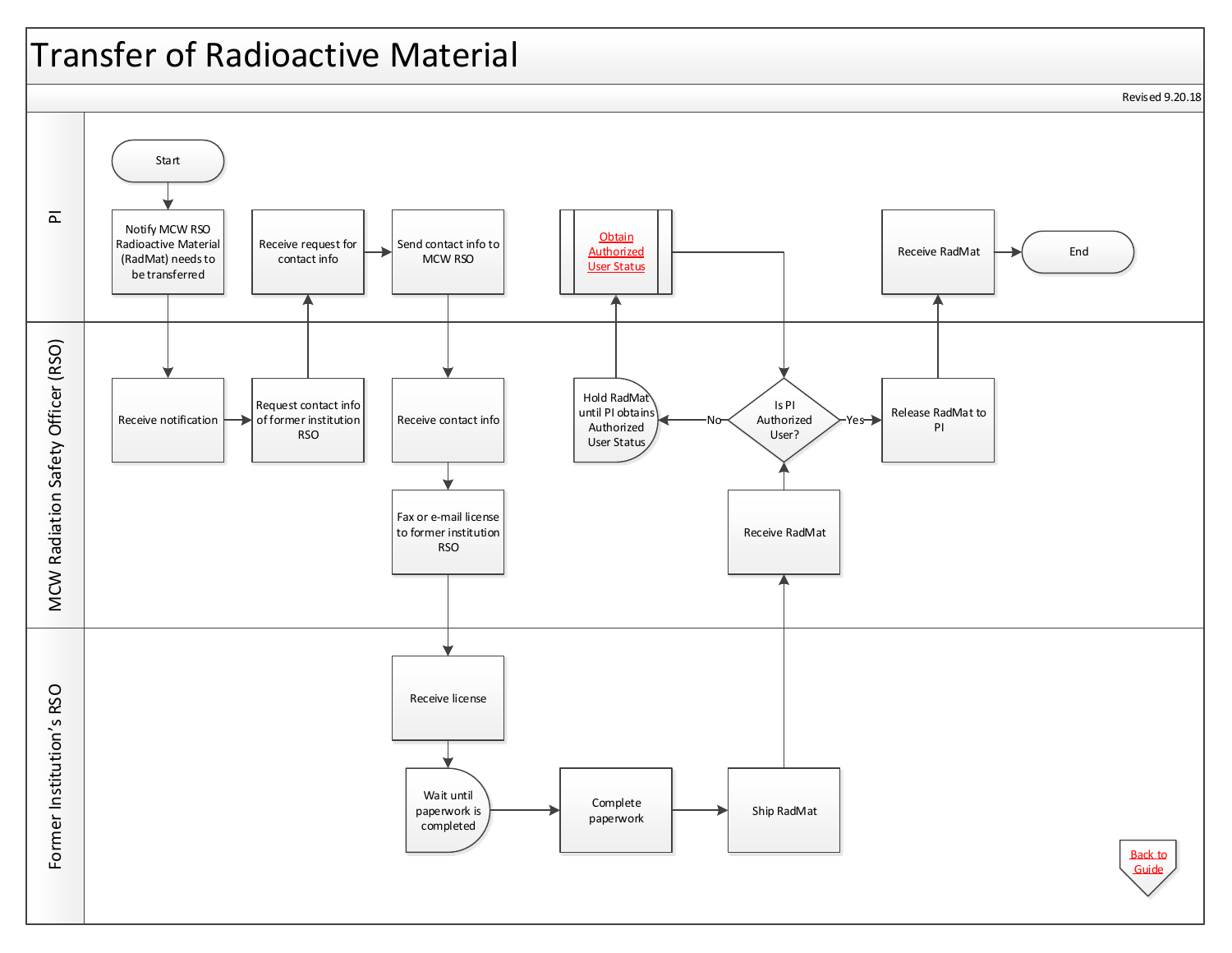# Transfer of Radioactive Material

Revised 9.20.18

PI

Start

Notify MCW RSO Radioactive Material (RadMat) needs to be transferred

Receive request for contact info

Send contact info to MCW RSO

Obtain Authorized User Status

Receive RadMat

End

MCW Radiation Safety Officer (RSO)

Receive notification

Request contact info of former institution RSO

Receive contact info

Hold RadMat until PI obtains Authorized User Status

No

Is PI Authorized User?

Yes

Release RadMat to PI

Fax or e-mail license to former institution RSO

Receive RadMat

Former Institution's RSO

Receive license

Wait until paperwork is completed

Complete paperwork

Ship RadMat

Back to Guide